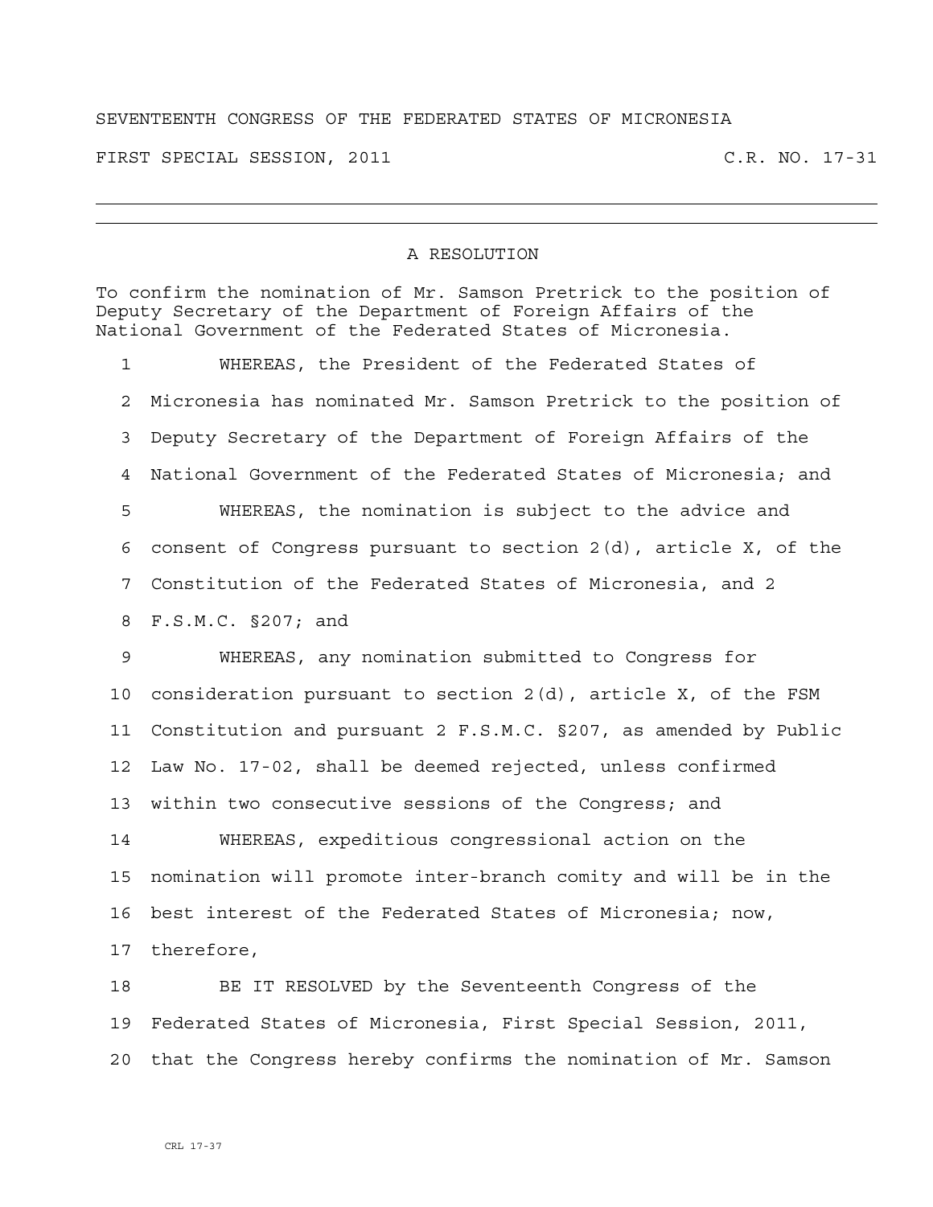SEVENTEENTH CONGRESS OF THE FEDERATED STATES OF MICRONESIA

FIRST SPECIAL SESSION, 2011 C.R. NO. 17-31

---

## A RESOLUTION

To confirm the nomination of Mr. Samson Pretrick to the position of Deputy Secretary of the Department of Foreign Affairs of the National Government of the Federated States of Micronesia.

WHEREAS, the President of the Federated States of Micronesia has nominated Mr. Samson Pretrick to the position of Deputy Secretary of the Department of Foreign Affairs of the National Government of the Federated States of Micronesia; and

WHEREAS, the nomination is subject to the advice and consent of Congress pursuant to section 2(d), article X, of the Constitution of the Federated States of Micronesia, and 2 F.S.M.C. §207; and

WHEREAS, any nomination submitted to Congress for consideration pursuant to section 2(d), article X, of the FSM Constitution and pursuant 2 F.S.M.C. §207, as amended by Public Law No. 17-02, shall be deemed rejected, unless confirmed within two consecutive sessions of the Congress; and

WHEREAS, expeditious congressional action on the nomination will promote inter-branch comity and will be in the best interest of the Federated States of Micronesia; now, therefore,

BE IT RESOLVED by the Seventeenth Congress of the Federated States of Micronesia, First Special Session, 2011, that the Congress hereby confirms the nomination of Mr. Samson

CRL 17-37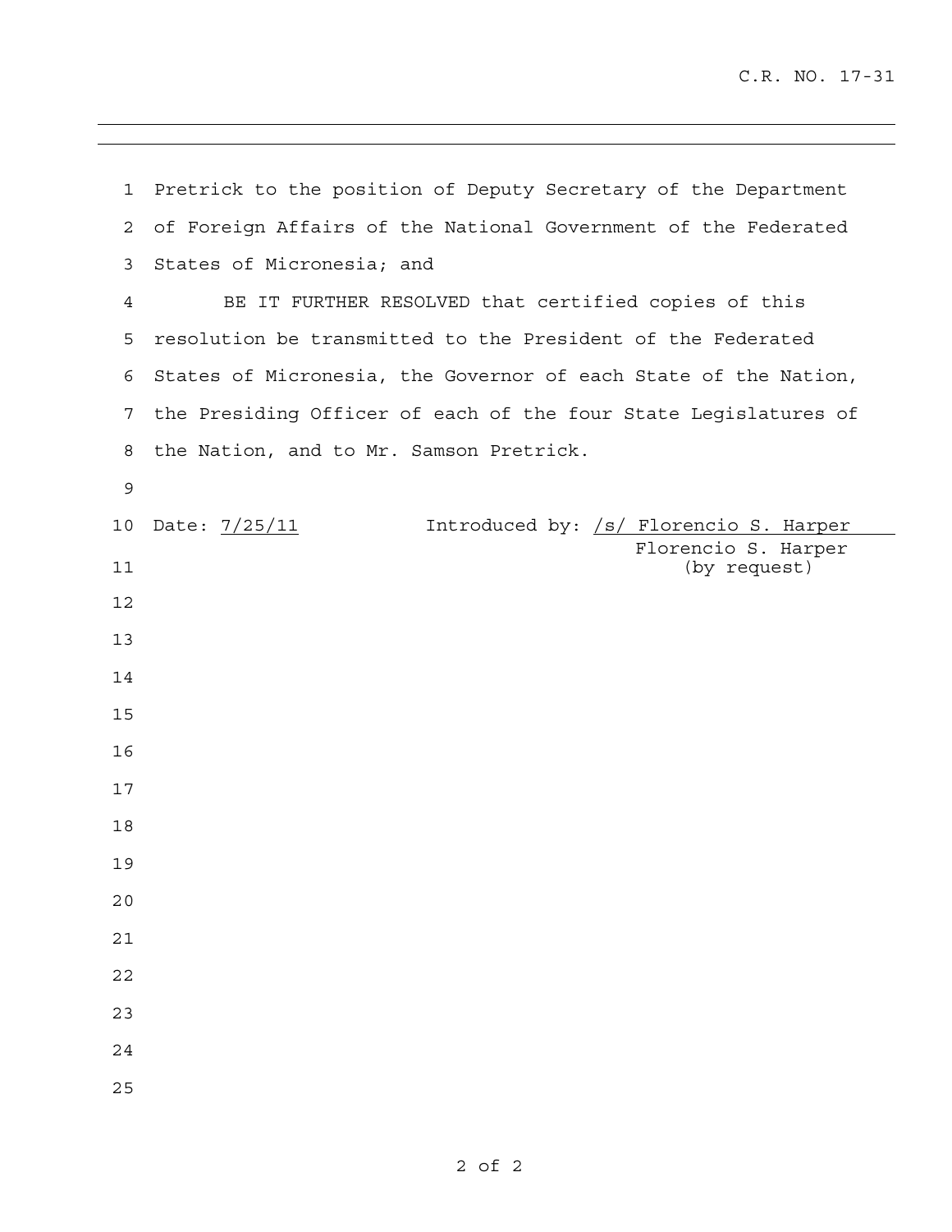Pretrick to the position of Deputy Secretary of the Department of Foreign Affairs of the National Government of the Federated States of Micronesia; and

BE IT FURTHER RESOLVED that certified copies of this resolution be transmitted to the President of the Federated States of Micronesia, the Governor of each State of the Nation, the Presiding Officer of each of the four State Legislatures of the Nation, and to Mr. Samson Pretrick.

Date: 7/25/11

Introduced by: /s/ Florencio S. Harper
Florencio S. Harper
(by request)